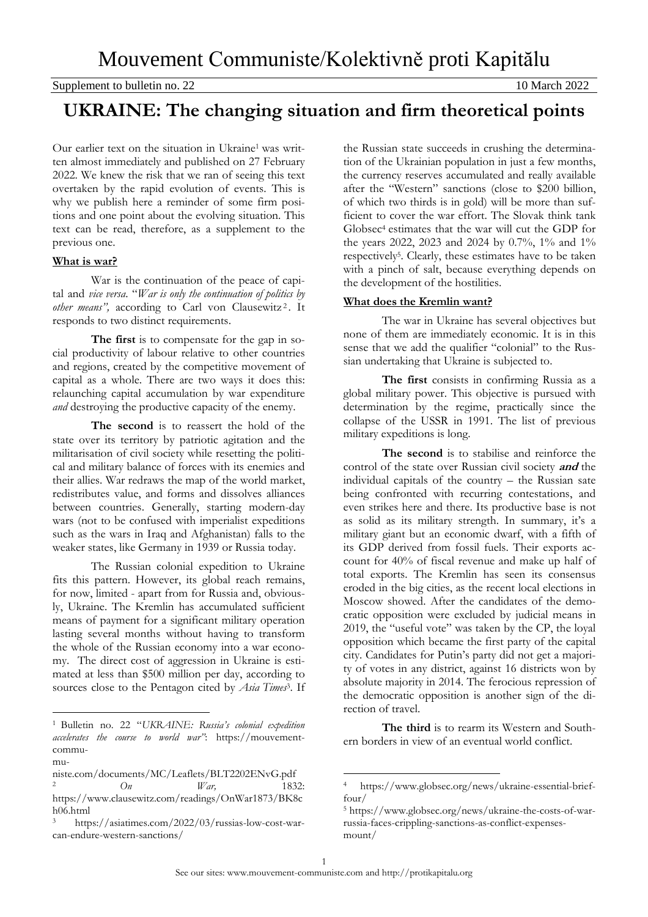# Mouvement Communiste/Kolektivně proti Kapitălu

Supplement to bulletin no. 22 — 10 March 2022

## UKRAINE: The changing situation and firm theoretical points

Our earlier text on the situation in Ukraine[1] was written almost immediately and published on 27 February 2022. We knew the risk that we ran of seeing this text overtaken by the rapid evolution of events. This is why we publish here a reminder of some firm positions and one point about the evolving situation. This text can be read, therefore, as a supplement to the previous one.

### What is war?

War is the continuation of the peace of capital and *vice versa*. "*War is only the continuation of politics by other means",* according to Carl von Clausewitz[2]. It responds to two distinct requirements.

**The first** is to compensate for the gap in social productivity of labour relative to other countries and regions, created by the competitive movement of capital as a whole. There are two ways it does this: relaunching capital accumulation by war expenditure *and* destroying the productive capacity of the enemy.

**The second** is to reassert the hold of the state over its territory by patriotic agitation and the militarisation of civil society while resetting the political and military balance of forces with its enemies and their allies. War redraws the map of the world market, redistributes value, and forms and dissolves alliances between countries. Generally, starting modern-day wars (not to be confused with imperialist expeditions such as the wars in Iraq and Afghanistan) falls to the weaker states, like Germany in 1939 or Russia today.

The Russian colonial expedition to Ukraine fits this pattern. However, its global reach remains, for now, limited - apart from for Russia and, obviously, Ukraine. The Kremlin has accumulated sufficient means of payment for a significant military operation lasting several months without having to transform the whole of the Russian economy into a war economy. The direct cost of aggression in Ukraine is estimated at less than $500 million per day, according to sources close to the Pentagon cited by *Asia Times*[3]. If the Russian state succeeds in crushing the determination of the Ukrainian population in just a few months, the currency reserves accumulated and really available after the "Western" sanctions (close to $200 billion, of which two thirds is in gold) will be more than sufficient to cover the war effort. The Slovak think tank Globsec[4] estimates that the war will cut the GDP for the years 2022, 2023 and 2024 by 0.7%, 1% and 1% respectively[5]. Clearly, these estimates have to be taken with a pinch of salt, because everything depends on the development of the hostilities.

### What does the Kremlin want?

The war in Ukraine has several objectives but none of them are immediately economic. It is in this sense that we add the qualifier "colonial" to the Russian undertaking that Ukraine is subjected to.

**The first** consists in confirming Russia as a global military power. This objective is pursued with determination by the regime, practically since the collapse of the USSR in 1991. The list of previous military expeditions is long.

**The second** is to stabilise and reinforce the control of the state over Russian civil society ***and*** the individual capitals of the country – the Russian sate being confronted with recurring contestations, and even strikes here and there. Its productive base is not as solid as its military strength. In summary, it's a military giant but an economic dwarf, with a fifth of its GDP derived from fossil fuels. Their exports account for 40% of fiscal revenue and make up half of total exports. The Kremlin has seen its consensus eroded in the big cities, as the recent local elections in Moscow showed. After the candidates of the democratic opposition were excluded by judicial means in 2019, the "useful vote" was taken by the CP, the loyal opposition which became the first party of the capital city. Candidates for Putin's party did not get a majority of votes in any district, against 16 districts won by absolute majority in 2014. The ferocious repression of the democratic opposition is another sign of the direction of travel.

**The third** is to rearm its Western and Southern borders in view of an eventual world conflict.

---

[1] Bulletin no. 22 "*UKRAINE: Russia's colonial expedition accelerates the course to world war*": https://mouvement-communiste.com/documents/MC/Leaflets/BLT2202ENvG.pdf

[2] *On War,* 1832: https://www.clausewitz.com/readings/OnWar1873/BK8ch06.html

[3] https://asiatimes.com/2022/03/russias-low-cost-war-can-endure-western-sanctions/

[4] https://www.globsec.org/news/ukraine-essential-brief-four/

[5] https://www.globsec.org/news/ukraine-the-costs-of-war-russia-faces-crippling-sanctions-as-conflict-expenses-mount/

See our sites: www.mouvement-communiste.com and http://protikapitalu.org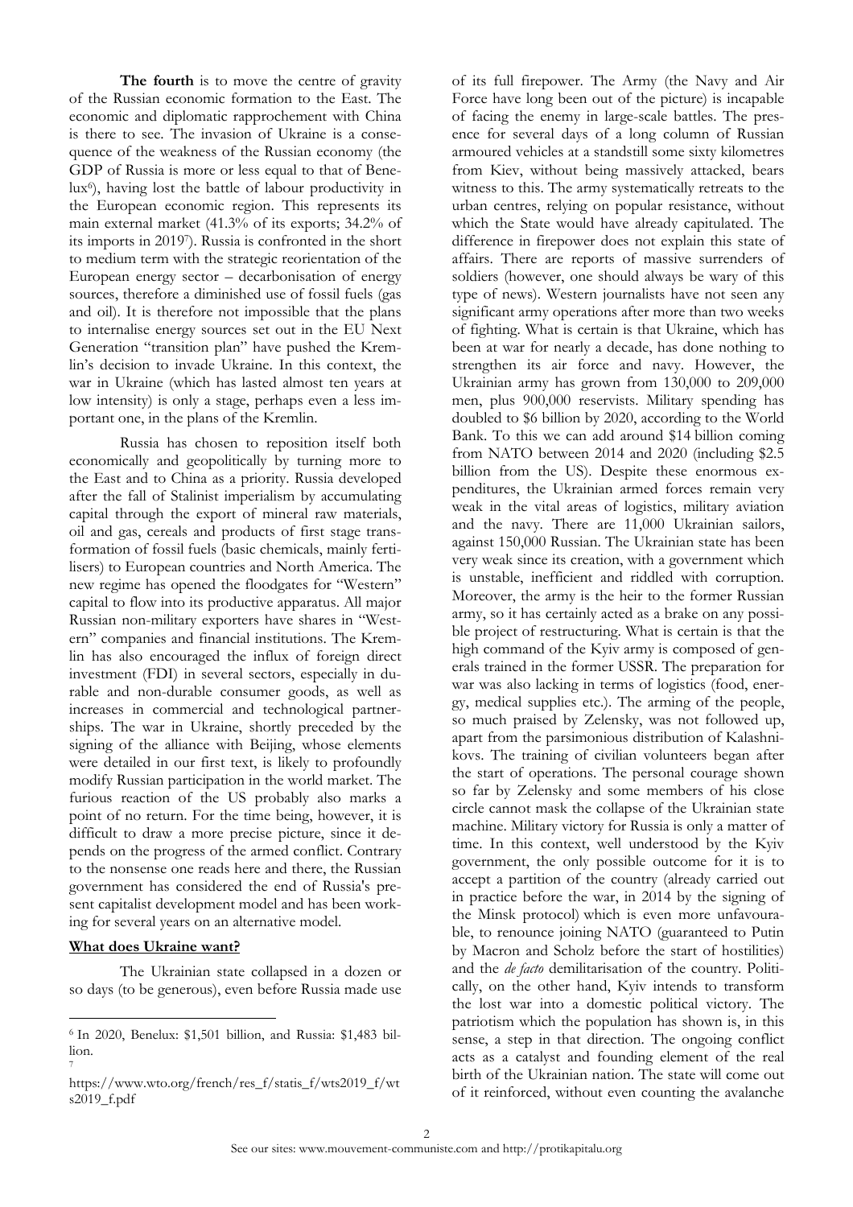**The fourth** is to move the centre of gravity of the Russian economic formation to the East. The economic and diplomatic rapprochement with China is there to see. The invasion of Ukraine is a consequence of the weakness of the Russian economy (the GDP of Russia is more or less equal to that of Benelux[6]), having lost the battle of labour productivity in the European economic region. This represents its main external market (41.3% of its exports; 34.2% of its imports in 2019[7]). Russia is confronted in the short to medium term with the strategic reorientation of the European energy sector – decarbonisation of energy sources, therefore a diminished use of fossil fuels (gas and oil). It is therefore not impossible that the plans to internalise energy sources set out in the EU Next Generation "transition plan" have pushed the Kremlin's decision to invade Ukraine. In this context, the war in Ukraine (which has lasted almost ten years at low intensity) is only a stage, perhaps even a less important one, in the plans of the Kremlin.

Russia has chosen to reposition itself both economically and geopolitically by turning more to the East and to China as a priority. Russia developed after the fall of Stalinist imperialism by accumulating capital through the export of mineral raw materials, oil and gas, cereals and products of first stage transformation of fossil fuels (basic chemicals, mainly fertilisers) to European countries and North America. The new regime has opened the floodgates for "Western" capital to flow into its productive apparatus. All major Russian non-military exporters have shares in "Western" companies and financial institutions. The Kremlin has also encouraged the influx of foreign direct investment (FDI) in several sectors, especially in durable and non-durable consumer goods, as well as increases in commercial and technological partnerships. The war in Ukraine, shortly preceded by the signing of the alliance with Beijing, whose elements were detailed in our first text, is likely to profoundly modify Russian participation in the world market. The furious reaction of the US probably also marks a point of no return. For the time being, however, it is difficult to draw a more precise picture, since it depends on the progress of the armed conflict. Contrary to the nonsense one reads here and there, the Russian government has considered the end of Russia's present capitalist development model and has been working for several years on an alternative model.

**What does Ukraine want?**

The Ukrainian state collapsed in a dozen or so days (to be generous), even before Russia made use of its full firepower. The Army (the Navy and Air Force have long been out of the picture) is incapable of facing the enemy in large-scale battles. The presence for several days of a long column of Russian armoured vehicles at a standstill some sixty kilometres from Kiev, without being massively attacked, bears witness to this. The army systematically retreats to the urban centres, relying on popular resistance, without which the State would have already capitulated. The difference in firepower does not explain this state of affairs. There are reports of massive surrenders of soldiers (however, one should always be wary of this type of news). Western journalists have not seen any significant army operations after more than two weeks of fighting. What is certain is that Ukraine, which has been at war for nearly a decade, has done nothing to strengthen its air force and navy. However, the Ukrainian army has grown from 130,000 to 209,000 men, plus 900,000 reservists. Military spending has doubled to $6 billion by 2020, according to the World Bank. To this we can add around $14 billion coming from NATO between 2014 and 2020 (including $2.5 billion from the US). Despite these enormous expenditures, the Ukrainian armed forces remain very weak in the vital areas of logistics, military aviation and the navy. There are 11,000 Ukrainian sailors, against 150,000 Russian. The Ukrainian state has been very weak since its creation, with a government which is unstable, inefficient and riddled with corruption. Moreover, the army is the heir to the former Russian army, so it has certainly acted as a brake on any possible project of restructuring. What is certain is that the high command of the Kyiv army is composed of generals trained in the former USSR. The preparation for war was also lacking in terms of logistics (food, energy, medical supplies etc.). The arming of the people, so much praised by Zelensky, was not followed up, apart from the parsimonious distribution of Kalashnikovs. The training of civilian volunteers began after the start of operations. The personal courage shown so far by Zelensky and some members of his close circle cannot mask the collapse of the Ukrainian state machine. Military victory for Russia is only a matter of time. In this context, well understood by the Kyiv government, the only possible outcome for it is to accept a partition of the country (already carried out in practice before the war, in 2014 by the signing of the Minsk protocol) which is even more unfavourable, to renounce joining NATO (guaranteed to Putin by Macron and Scholz before the start of hostilities) and the *de facto* demilitarisation of the country. Politically, on the other hand, Kyiv intends to transform the lost war into a domestic political victory. The patriotism which the population has shown is, in this sense, a step in that direction. The ongoing conflict acts as a catalyst and founding element of the real birth of the Ukrainian nation. The state will come out of it reinforced, without even counting the avalanche

---

[6] In 2020, Benelux: $1,501 billion, and Russia: $1,483 billion.

[7] https://www.wto.org/french/res_f/statis_f/wts2019_f/wts2019_f.pdf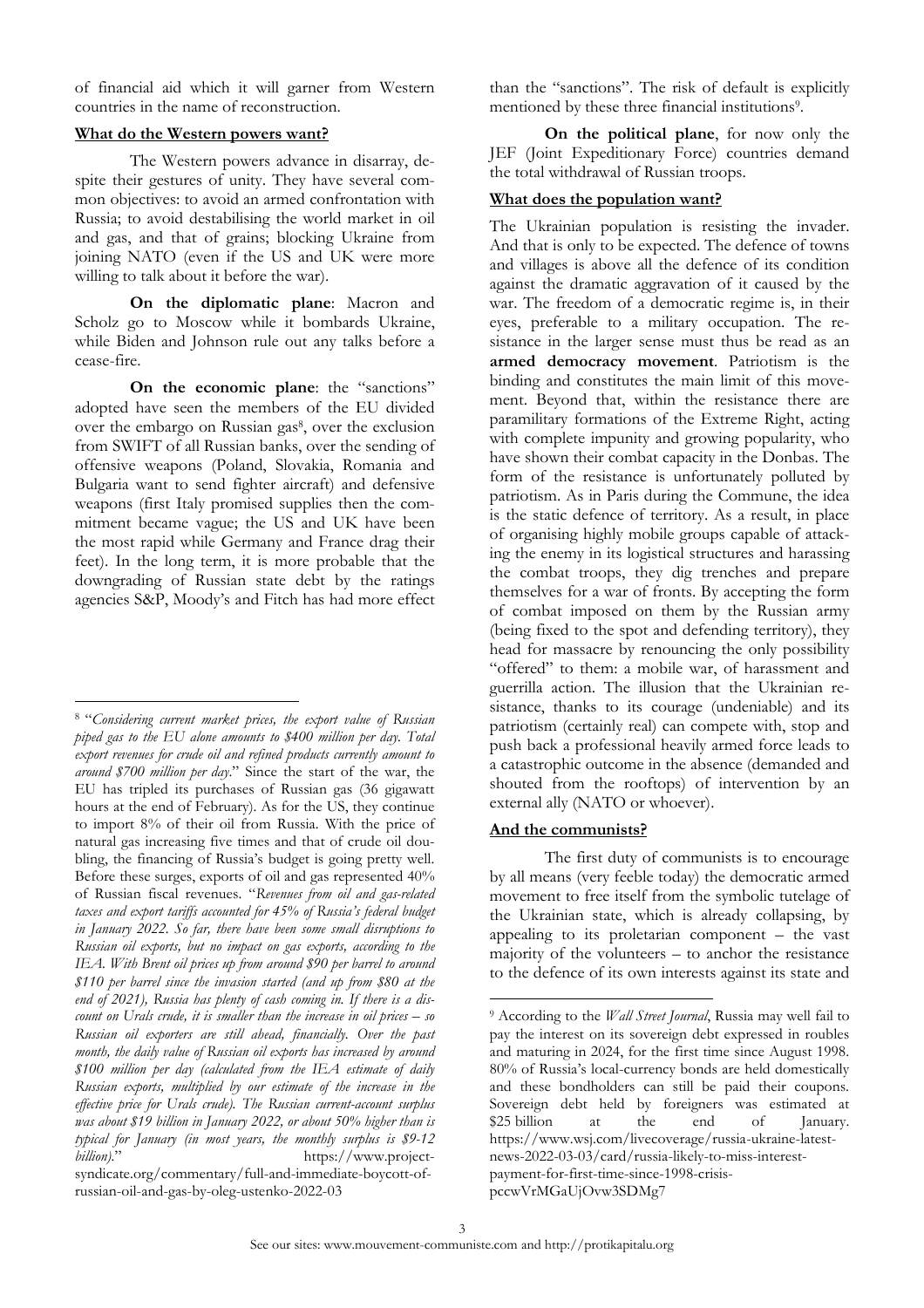of financial aid which it will garner from Western countries in the name of reconstruction.

**What do the Western powers want?**

The Western powers advance in disarray, despite their gestures of unity. They have several common objectives: to avoid an armed confrontation with Russia; to avoid destabilising the world market in oil and gas, and that of grains; blocking Ukraine from joining NATO (even if the US and UK were more willing to talk about it before the war).

**On the diplomatic plane**: Macron and Scholz go to Moscow while it bombards Ukraine, while Biden and Johnson rule out any talks before a cease-fire.

**On the economic plane**: the "sanctions" adopted have seen the members of the EU divided over the embargo on Russian gas[8], over the exclusion from SWIFT of all Russian banks, over the sending of offensive weapons (Poland, Slovakia, Romania and Bulgaria want to send fighter aircraft) and defensive weapons (first Italy promised supplies then the commitment became vague; the US and UK have been the most rapid while Germany and France drag their feet). In the long term, it is more probable that the downgrading of Russian state debt by the ratings agencies S&P, Moody's and Fitch has had more effect than the "sanctions". The risk of default is explicitly mentioned by these three financial institutions[9].

**On the political plane**, for now only the JEF (Joint Expeditionary Force) countries demand the total withdrawal of Russian troops.

**What does the population want?**

The Ukrainian population is resisting the invader. And that is only to be expected. The defence of towns and villages is above all the defence of its condition against the dramatic aggravation of it caused by the war. The freedom of a democratic regime is, in their eyes, preferable to a military occupation. The resistance in the larger sense must thus be read as an **armed democracy movement**. Patriotism is the binding and constitutes the main limit of this movement. Beyond that, within the resistance there are paramilitary formations of the Extreme Right, acting with complete impunity and growing popularity, who have shown their combat capacity in the Donbas. The form of the resistance is unfortunately polluted by patriotism. As in Paris during the Commune, the idea is the static defence of territory. As a result, in place of organising highly mobile groups capable of attacking the enemy in its logistical structures and harassing the combat troops, they dig trenches and prepare themselves for a war of fronts. By accepting the form of combat imposed on them by the Russian army (being fixed to the spot and defending territory), they head for massacre by renouncing the only possibility "offered" to them: a mobile war, of harassment and guerrilla action. The illusion that the Ukrainian resistance, thanks to its courage (undeniable) and its patriotism (certainly real) can compete with, stop and push back a professional heavily armed force leads to a catastrophic outcome in the absence (demanded and shouted from the rooftops) of intervention by an external ally (NATO or whoever).

**And the communists?**

The first duty of communists is to encourage by all means (very feeble today) the democratic armed movement to free itself from the symbolic tutelage of the Ukrainian state, which is already collapsing, by appealing to its proletarian component – the vast majority of the volunteers – to anchor the resistance to the defence of its own interests against its state and

---

[8] "*Considering current market prices, the export value of Russian piped gas to the EU alone amounts to $400 million per day. Total export revenues for crude oil and refined products currently amount to around $700 million per day*." Since the start of the war, the EU has tripled its purchases of Russian gas (36 gigawatt hours at the end of February). As for the US, they continue to import 8% of their oil from Russia. With the price of natural gas increasing five times and that of crude oil doubling, the financing of Russia's budget is going pretty well. Before these surges, exports of oil and gas represented 40% of Russian fiscal revenues. "*Revenues from oil and gas-related taxes and export tariffs accounted for 45% of Russia's federal budget in January 2022. So far, there have been some small disruptions to Russian oil exports, but no impact on gas exports, according to the IEA. With Brent oil prices up from around $90 per barrel to around $110 per barrel since the invasion started (and up from $80 at the end of 2021), Russia has plenty of cash coming in. If there is a discount on Urals crude, it is smaller than the increase in oil prices – so Russian oil exporters are still ahead, financially. Over the past month, the daily value of Russian oil exports has increased by around $100 million per day (calculated from the IEA estimate of daily Russian exports, multiplied by our estimate of the increase in the effective price for Urals crude). The Russian current-account surplus was about $19 billion in January 2022, or about 50% higher than is typical for January (in most years, the monthly surplus is $9-12 billion).*" https://www.project-syndicate.org/commentary/full-and-immediate-boycott-of-russian-oil-and-gas-by-oleg-ustenko-2022-03

[9] According to the *Wall Street Journal*, Russia may well fail to pay the interest on its sovereign debt expressed in roubles and maturing in 2024, for the first time since August 1998. 80% of Russia's local-currency bonds are held domestically and these bondholders can still be paid their coupons. Sovereign debt held by foreigners was estimated at $25 billion at the end of January. https://www.wsj.com/livecoverage/russia-ukraine-latest-news-2022-03-03/card/russia-likely-to-miss-interest-payment-for-first-time-since-1998-crisis-pccwVrMGaUjOvw3SDMg7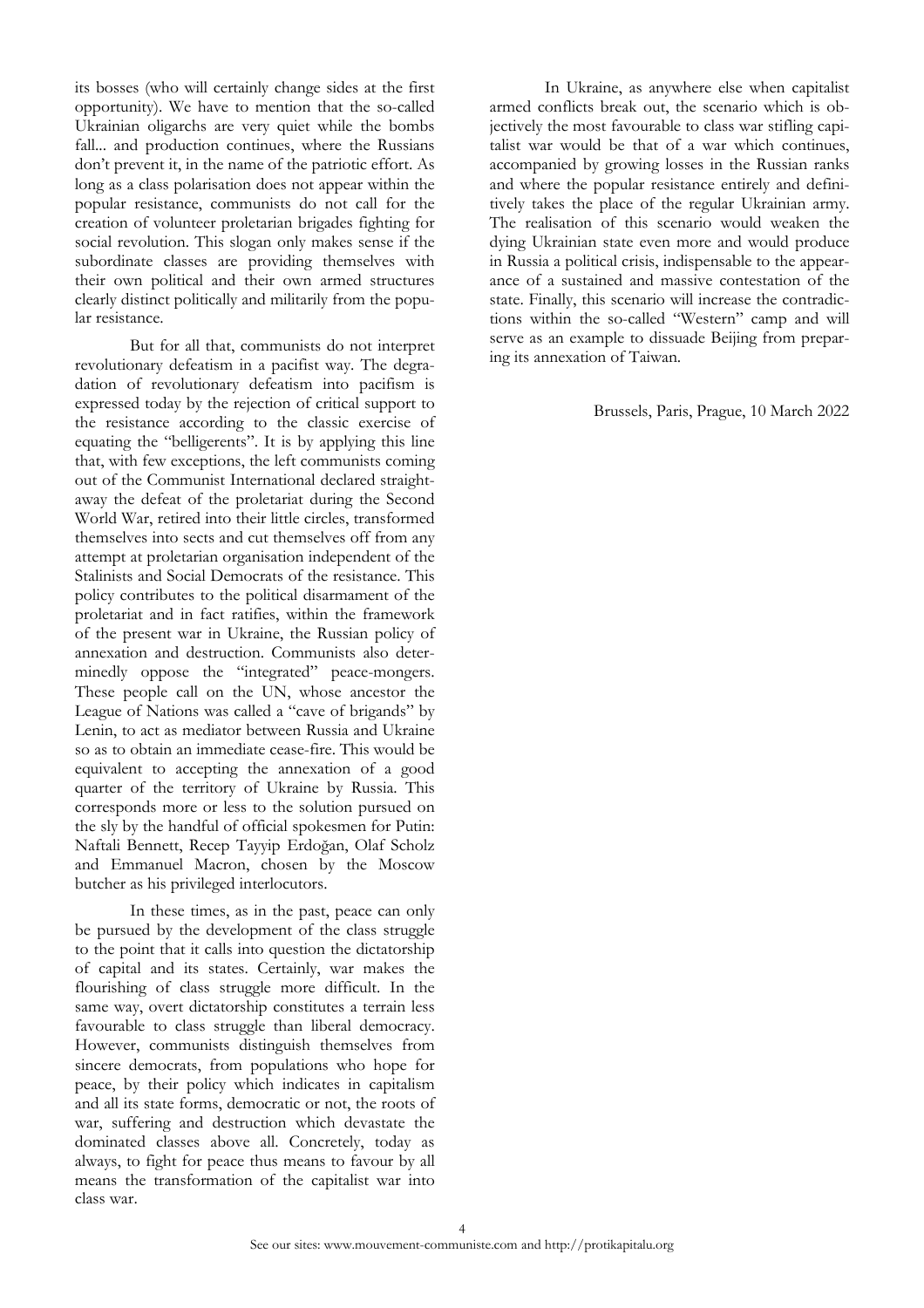its bosses (who will certainly change sides at the first opportunity). We have to mention that the so-called Ukrainian oligarchs are very quiet while the bombs fall... and production continues, where the Russians don't prevent it, in the name of the patriotic effort. As long as a class polarisation does not appear within the popular resistance, communists do not call for the creation of volunteer proletarian brigades fighting for social revolution. This slogan only makes sense if the subordinate classes are providing themselves with their own political and their own armed structures clearly distinct politically and militarily from the popular resistance.

But for all that, communists do not interpret revolutionary defeatism in a pacifist way. The degradation of revolutionary defeatism into pacifism is expressed today by the rejection of critical support to the resistance according to the classic exercise of equating the "belligerents". It is by applying this line that, with few exceptions, the left communists coming out of the Communist International declared straightaway the defeat of the proletariat during the Second World War, retired into their little circles, transformed themselves into sects and cut themselves off from any attempt at proletarian organisation independent of the Stalinists and Social Democrats of the resistance. This policy contributes to the political disarmament of the proletariat and in fact ratifies, within the framework of the present war in Ukraine, the Russian policy of annexation and destruction. Communists also determinedly oppose the "integrated" peace-mongers. These people call on the UN, whose ancestor the League of Nations was called a "cave of brigands" by Lenin, to act as mediator between Russia and Ukraine so as to obtain an immediate cease-fire. This would be equivalent to accepting the annexation of a good quarter of the territory of Ukraine by Russia. This corresponds more or less to the solution pursued on the sly by the handful of official spokesmen for Putin: Naftali Bennett, Recep Tayyip Erdoğan, Olaf Scholz and Emmanuel Macron, chosen by the Moscow butcher as his privileged interlocutors.

In these times, as in the past, peace can only be pursued by the development of the class struggle to the point that it calls into question the dictatorship of capital and its states. Certainly, war makes the flourishing of class struggle more difficult. In the same way, overt dictatorship constitutes a terrain less favourable to class struggle than liberal democracy. However, communists distinguish themselves from sincere democrats, from populations who hope for peace, by their policy which indicates in capitalism and all its state forms, democratic or not, the roots of war, suffering and destruction which devastate the dominated classes above all. Concretely, today as always, to fight for peace thus means to favour by all means the transformation of the capitalist war into class war.

In Ukraine, as anywhere else when capitalist armed conflicts break out, the scenario which is objectively the most favourable to class war stifling capitalist war would be that of a war which continues, accompanied by growing losses in the Russian ranks and where the popular resistance entirely and definitively takes the place of the regular Ukrainian army. The realisation of this scenario would weaken the dying Ukrainian state even more and would produce in Russia a political crisis, indispensable to the appearance of a sustained and massive contestation of the state. Finally, this scenario will increase the contradictions within the so-called "Western" camp and will serve as an example to dissuade Beijing from preparing its annexation of Taiwan.

Brussels, Paris, Prague, 10 March 2022

See our sites: www.mouvement-communiste.com and http://protikapitalu.org